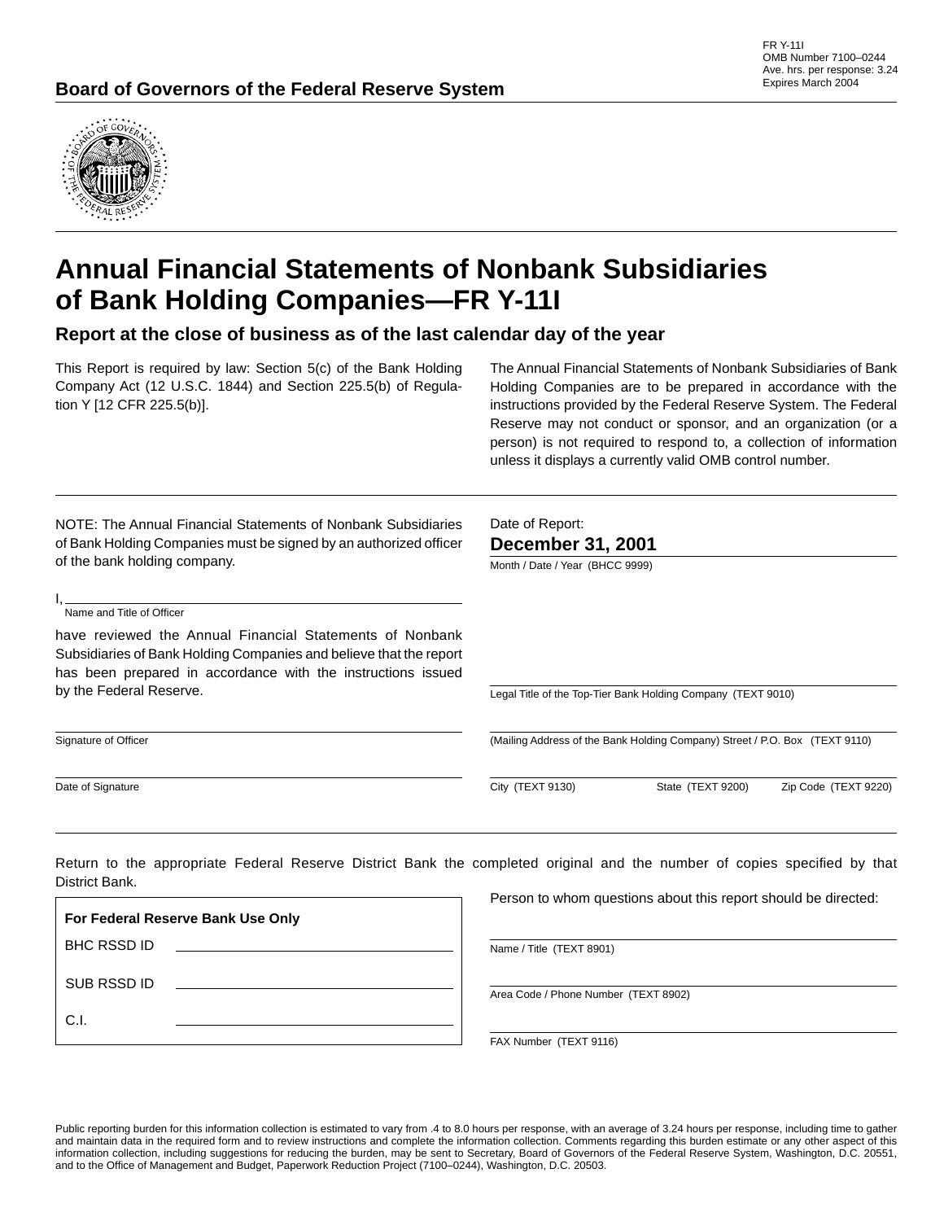FR Y-11I
OMB Number 7100–0244
Ave. hrs. per response: 3.24
Expires March 2004

**Board of Governors of the Federal Reserve System**

# Annual Financial Statements of Nonbank Subsidiaries of Bank Holding Companies—FR Y-11I

## Report at the close of business as of the last calendar day of the year

This Report is required by law: Section 5(c) of the Bank Holding Company Act (12 U.S.C. 1844) and Section 225.5(b) of Regulation Y [12 CFR 225.5(b)].

The Annual Financial Statements of Nonbank Subsidiaries of Bank Holding Companies are to be prepared in accordance with the instructions provided by the Federal Reserve System. The Federal Reserve may not conduct or sponsor, and an organization (or a person) is not required to respond to, a collection of information unless it displays a currently valid OMB control number.

NOTE: The Annual Financial Statements of Nonbank Subsidiaries of Bank Holding Companies must be signed by an authorized officer of the bank holding company.

I, ______________________________
Name and Title of Officer

have reviewed the Annual Financial Statements of Nonbank Subsidiaries of Bank Holding Companies and believe that the report has been prepared in accordance with the instructions issued by the Federal Reserve.

______________________________
Signature of Officer

______________________________
Date of Signature

Date of Report:
**December 31, 2001**
Month / Date / Year (BHCC 9999)

______________________________
Legal Title of the Top-Tier Bank Holding Company (TEXT 9010)

______________________________
(Mailing Address of the Bank Holding Company) Street / P.O. Box (TEXT 9110)

______________________________
City (TEXT 9130) State (TEXT 9200) Zip Code (TEXT 9220)

Return to the appropriate Federal Reserve District Bank the completed original and the number of copies specified by that District Bank.

**For Federal Reserve Bank Use Only**

BHC RSSD ID ______________________________

SUB RSSD ID ______________________________

C.I. ______________________________

Person to whom questions about this report should be directed:

______________________________
Name / Title (TEXT 8901)

______________________________
Area Code / Phone Number (TEXT 8902)

______________________________
FAX Number (TEXT 9116)

Public reporting burden for this information collection is estimated to vary from .4 to 8.0 hours per response, with an average of 3.24 hours per response, including time to gather and maintain data in the required form and to review instructions and complete the information collection. Comments regarding this burden estimate or any other aspect of this information collection, including suggestions for reducing the burden, may be sent to Secretary, Board of Governors of the Federal Reserve System, Washington, D.C. 20551, and to the Office of Management and Budget, Paperwork Reduction Project (7100–0244), Washington, D.C. 20503.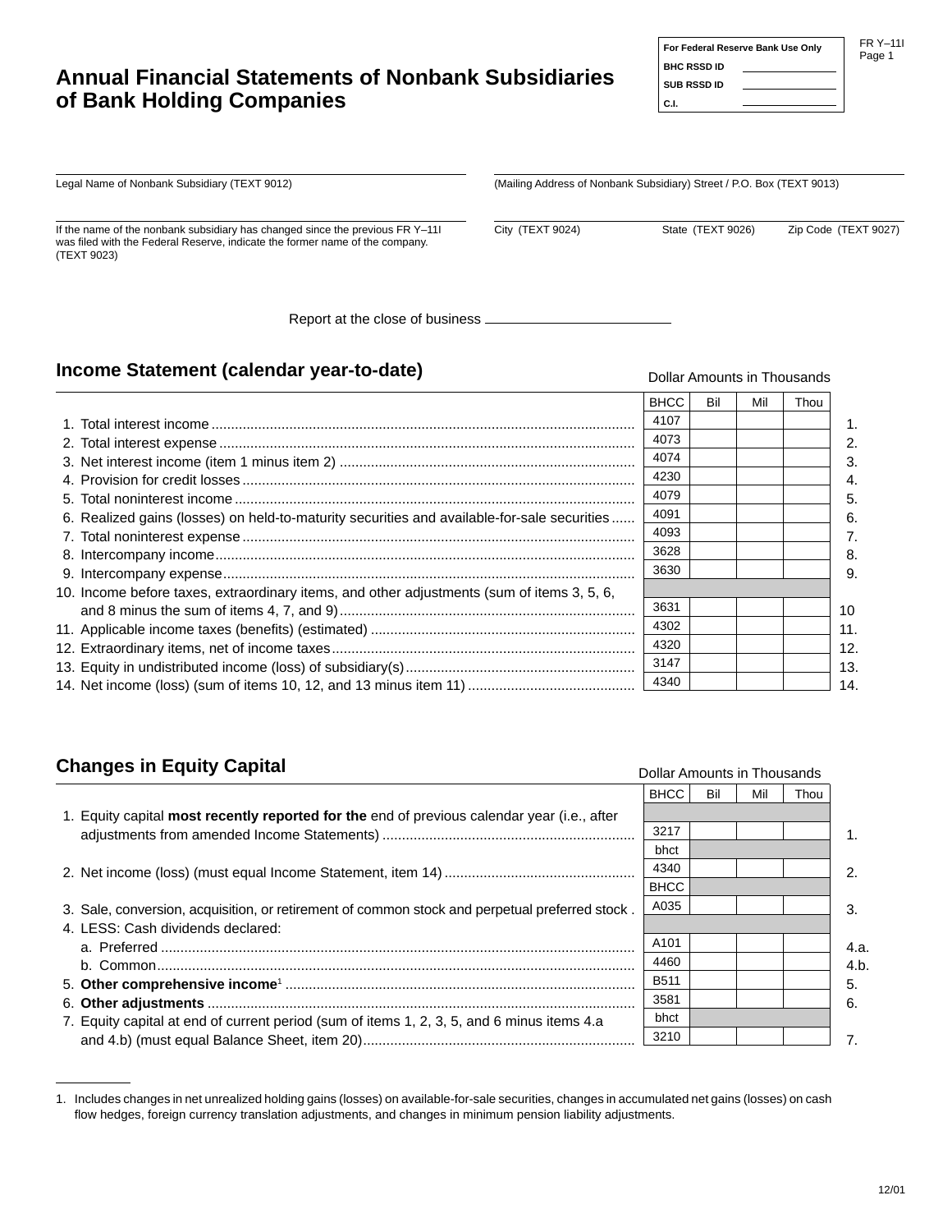# Annual Financial Statements of Nonbank Subsidiaries of Bank Holding Companies

FR Y–11I
Page 1

| For Federal Reserve Bank Use Only | |
|---|---|
| BHC RSSD ID | |
| SUB RSSD ID | |
| C.I. | |

Legal Name of Nonbank Subsidiary (TEXT 9012)

(Mailing Address of Nonbank Subsidiary) Street / P.O. Box (TEXT 9013)

If the name of the nonbank subsidiary has changed since the previous FR Y–11I was filed with the Federal Reserve, indicate the former name of the company. (TEXT 9023)

City (TEXT 9024) State (TEXT 9026) Zip Code (TEXT 9027)

Report at the close of business ____________

## Income Statement (calendar year-to-date)

Dollar Amounts in Thousands

| | BHCC | Bil | Mil | Thou | |
|---|---|---|---|---|---|
| 1. Total interest income | 4107 | | | | 1. |
| 2. Total interest expense | 4073 | | | | 2. |
| 3. Net interest income (item 1 minus item 2) | 4074 | | | | 3. |
| 4. Provision for credit losses | 4230 | | | | 4. |
| 5. Total noninterest income | 4079 | | | | 5. |
| 6. Realized gains (losses) on held-to-maturity securities and available-for-sale securities | 4091 | | | | 6. |
| 7. Total noninterest expense | 4093 | | | | 7. |
| 8. Intercompany income | 3628 | | | | 8. |
| 9. Intercompany expense | 3630 | | | | 9. |
| 10. Income before taxes, extraordinary items, and other adjustments (sum of items 3, 5, 6, and 8 minus the sum of items 4, 7, and 9) | 3631 | | | | 10 |
| 11. Applicable income taxes (benefits) (estimated) | 4302 | | | | 11. |
| 12. Extraordinary items, net of income taxes | 4320 | | | | 12. |
| 13. Equity in undistributed income (loss) of subsidiary(s) | 3147 | | | | 13. |
| 14. Net income (loss) (sum of items 10, 12, and 13 minus item 11) | 4340 | | | | 14. |

## Changes in Equity Capital

Dollar Amounts in Thousands

| | BHCC | Bil | Mil | Thou | |
|---|---|---|---|---|---|
| 1. Equity capital **most recently reported for the** end of previous calendar year (i.e., after adjustments from amended Income Statements) | 3217 | | | | 1. |
| | bhct | | | | |
| 2. Net income (loss) (must equal Income Statement, item 14) | 4340 | | | | 2. |
| | BHCC | | | | |
| 3. Sale, conversion, acquisition, or retirement of common stock and perpetual preferred stock | A035 | | | | 3. |
| 4. LESS: Cash dividends declared: | | | | | |
| a. Preferred | A101 | | | | 4.a. |
| b. Common | 4460 | | | | 4.b. |
| 5. **Other comprehensive income**[1] | B511 | | | | 5. |
| 6. **Other adjustments** | 3581 | | | | 6. |
| | bhct | | | | |
| 7. Equity capital at end of current period (sum of items 1, 2, 3, 5, and 6 minus items 4.a and 4.b) (must equal Balance Sheet, item 20) | 3210 | | | | 7. |

1. Includes changes in net unrealized holding gains (losses) on available-for-sale securities, changes in accumulated net gains (losses) on cash flow hedges, foreign currency translation adjustments, and changes in minimum pension liability adjustments.

12/01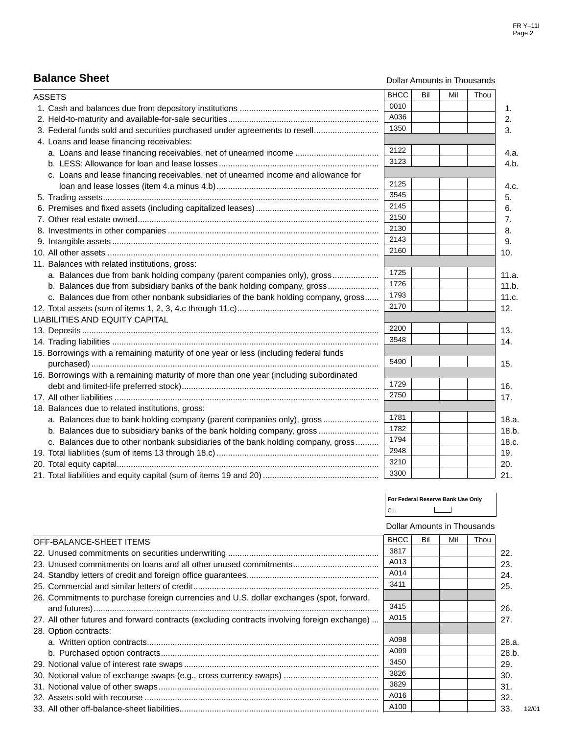## Balance Sheet

Dollar Amounts in Thousands

| ASSETS | BHCC | Bil | Mil | Thou | |
|---|---|---|---|---|---|
| 1. Cash and balances due from depository institutions | 0010 | | | | 1. |
| 2. Held-to-maturity and available-for-sale securities | A036 | | | | 2. |
| 3. Federal funds sold and securities purchased under agreements to resell | 1350 | | | | 3. |
| 4. Loans and lease financing receivables: | | | | | |
| a. Loans and lease financing receivables, net of unearned income | 2122 | | | | 4.a. |
| b. LESS: Allowance for loan and lease losses | 3123 | | | | 4.b. |
| c. Loans and lease financing receivables, net of unearned income and allowance for loan and lease losses (item 4.a minus 4.b) | 2125 | | | | 4.c. |
| 5. Trading assets | 3545 | | | | 5. |
| 6. Premises and fixed assets (including capitalized leases) | 2145 | | | | 6. |
| 7. Other real estate owned | 2150 | | | | 7. |
| 8. Investments in other companies | 2130 | | | | 8. |
| 9. Intangible assets | 2143 | | | | 9. |
| 10. All other assets | 2160 | | | | 10. |
| 11. Balances with related institutions, gross: | | | | | |
| a. Balances due from bank holding company (parent companies only), gross | 1725 | | | | 11.a. |
| b. Balances due from subsidiary banks of the bank holding company, gross | 1726 | | | | 11.b. |
| c. Balances due from other nonbank subsidiaries of the bank holding company, gross | 1793 | | | | 11.c. |
| 12. Total assets (sum of items 1, 2, 3, 4.c through 11.c) | 2170 | | | | 12. |
| LIABILITIES AND EQUITY CAPITAL | | | | | |
| 13. Deposits | 2200 | | | | 13. |
| 14. Trading liabilities | 3548 | | | | 14. |
| 15. Borrowings with a remaining maturity of one year or less (including federal funds purchased) | 5490 | | | | 15. |
| 16. Borrowings with a remaining maturity of more than one year (including subordinated debt and limited-life preferred stock) | 1729 | | | | 16. |
| 17. All other liabilities | 2750 | | | | 17. |
| 18. Balances due to related institutions, gross: | | | | | |
| a. Balances due to bank holding company (parent companies only), gross | 1781 | | | | 18.a. |
| b. Balances due to subsidiary banks of the bank holding company, gross | 1782 | | | | 18.b. |
| c. Balances due to other nonbank subsidiaries of the bank holding company, gross | 1794 | | | | 18.c. |
| 19. Total liabilities (sum of items 13 through 18.c) | 2948 | | | | 19. |
| 20. Total equity capital | 3210 | | | | 20. |
| 21. Total liabilities and equity capital (sum of items 19 and 20) | 3300 | | | | 21. |

For Federal Reserve Bank Use Only

C.I.

Dollar Amounts in Thousands

| OFF-BALANCE-SHEET ITEMS | BHCC | Bil | Mil | Thou | |
|---|---|---|---|---|---|
| 22. Unused commitments on securities underwriting | 3817 | | | | 22. |
| 23. Unused commitments on loans and all other unused commitments | A013 | | | | 23. |
| 24. Standby letters of credit and foreign office guarantees | A014 | | | | 24. |
| 25. Commercial and similar letters of credit | 3411 | | | | 25. |
| 26. Commitments to purchase foreign currencies and U.S. dollar exchanges (spot, forward, and futures) | 3415 | | | | 26. |
| 27. All other futures and forward contracts (excluding contracts involving foreign exchange) | A015 | | | | 27. |
| 28. Option contracts: | | | | | |
| a. Written option contracts | A098 | | | | 28.a. |
| b. Purchased option contracts | A099 | | | | 28.b. |
| 29. Notional value of interest rate swaps | 3450 | | | | 29. |
| 30. Notional value of exchange swaps (e.g., cross currency swaps) | 3826 | | | | 30. |
| 31. Notional value of other swaps | 3829 | | | | 31. |
| 32. Assets sold with recourse | A016 | | | | 32. |
| 33. All other off-balance-sheet liabilities | A100 | | | | 33. |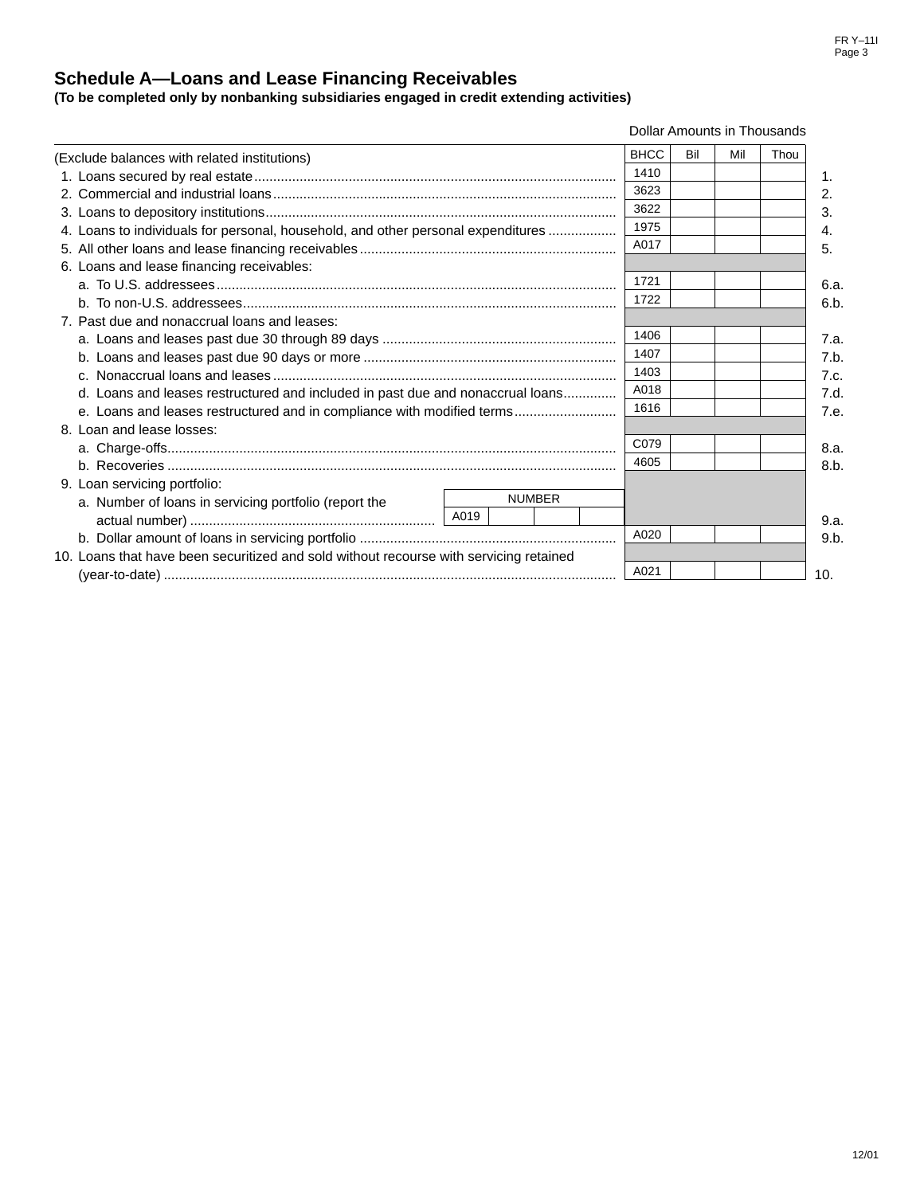## Schedule A—Loans and Lease Financing Receivables

**(To be completed only by nonbanking subsidiaries engaged in credit extending activities)**

Dollar Amounts in Thousands

| (Exclude balances with related institutions) | BHCC | Bil | Mil | Thou | |
|---|---|---|---|---|---|
| 1. Loans secured by real estate | 1410 | | | | 1. |
| 2. Commercial and industrial loans | 3623 | | | | 2. |
| 3. Loans to depository institutions | 3622 | | | | 3. |
| 4. Loans to individuals for personal, household, and other personal expenditures | 1975 | | | | 4. |
| 5. All other loans and lease financing receivables | A017 | | | | 5. |
| 6. Loans and lease financing receivables: | | | | | |
| a. To U.S. addressees | 1721 | | | | 6.a. |
| b. To non-U.S. addressees | 1722 | | | | 6.b. |
| 7. Past due and nonaccrual loans and leases: | | | | | |
| a. Loans and leases past due 30 through 89 days | 1406 | | | | 7.a. |
| b. Loans and leases past due 90 days or more | 1407 | | | | 7.b. |
| c. Nonaccrual loans and leases | 1403 | | | | 7.c. |
| d. Loans and leases restructured and included in past due and nonaccrual loans | A018 | | | | 7.d. |
| e. Loans and leases restructured and in compliance with modified terms | 1616 | | | | 7.e. |
| 8. Loan and lease losses: | | | | | |
| a. Charge-offs | C079 | | | | 8.a. |
| b. Recoveries | 4605 | | | | 8.b. |
| 9. Loan servicing portfolio: | | | | | |
| a. Number of loans in servicing portfolio (report the actual number) — NUMBER: A019 | | | | | 9.a. |
| b. Dollar amount of loans in servicing portfolio | A020 | | | | 9.b. |
| 10. Loans that have been securitized and sold without recourse with servicing retained (year-to-date) | A021 | | | | 10. |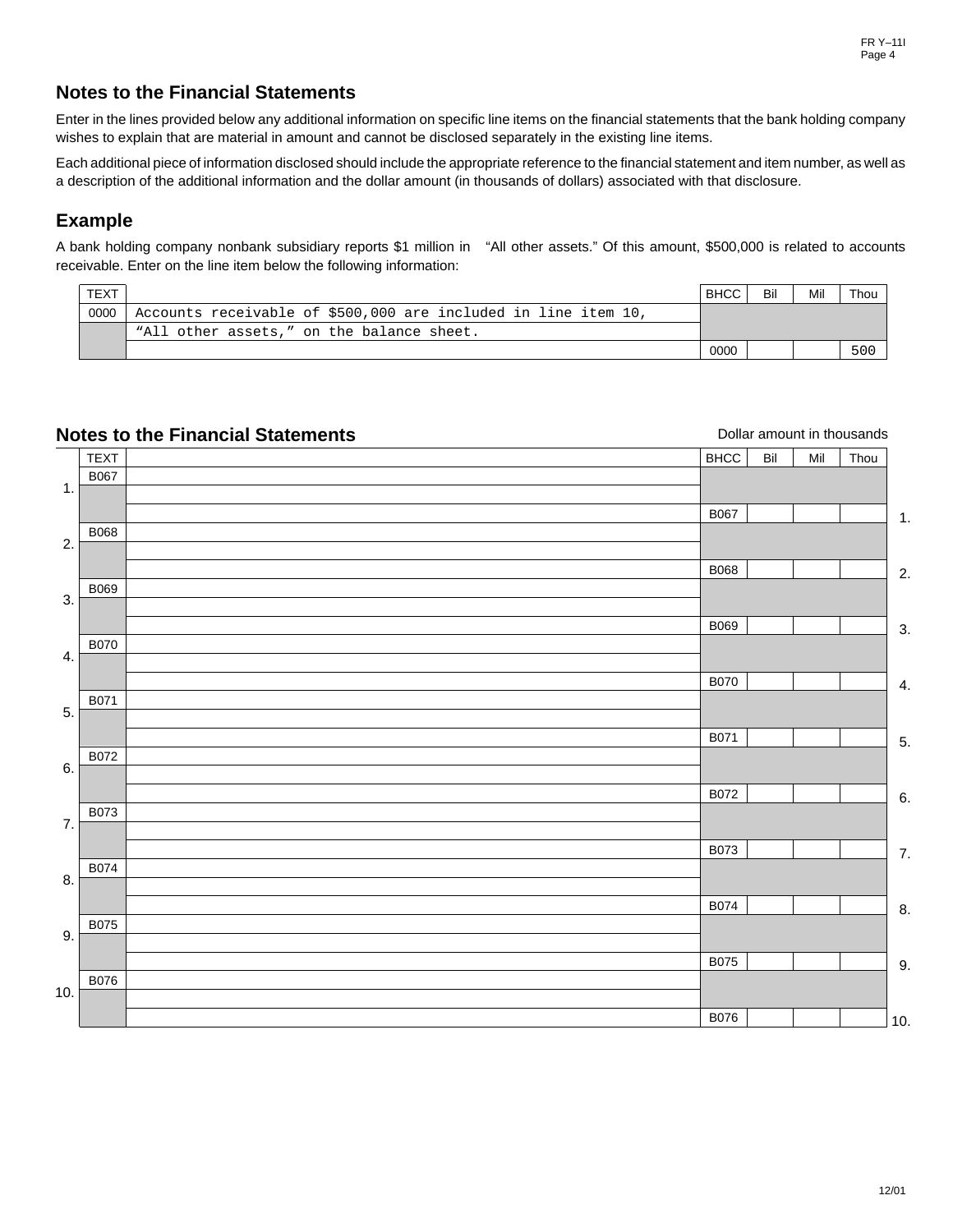## Notes to the Financial Statements

Enter in the lines provided below any additional information on specific line items on the financial statements that the bank holding company wishes to explain that are material in amount and cannot be disclosed separately in the existing line items.

Each additional piece of information disclosed should include the appropriate reference to the financial statement and item number, as well as a description of the additional information and the dollar amount (in thousands of dollars) associated with that disclosure.

## Example

A bank holding company nonbank subsidiary reports $1 million in "All other assets." Of this amount, $500,000 is related to accounts receivable. Enter on the line item below the following information:

| TEXT | | BHCC | Bil | Mil | Thou |
|---|---|---|---|---|---|
| 0000 | Accounts receivable of $500,000 are included in line item 10, | | | | |
| | "All other assets," on the balance sheet. | | | | |
| | | 0000 | | | 500 |

## Notes to the Financial Statements

Dollar amount in thousands

| | TEXT | | BHCC | Bil | Mil | Thou | |
|---|---|---|---|---|---|---|---|
| 1. | B067 | | | | | | |
| | | | | | | | |
| | | | B067 | | | | 1. |
| 2. | B068 | | | | | | |
| | | | | | | | |
| | | | B068 | | | | 2. |
| 3. | B069 | | | | | | |
| | | | | | | | |
| | | | B069 | | | | 3. |
| 4. | B070 | | | | | | |
| | | | | | | | |
| | | | B070 | | | | 4. |
| 5. | B071 | | | | | | |
| | | | | | | | |
| | | | B071 | | | | 5. |
| 6. | B072 | | | | | | |
| | | | | | | | |
| | | | B072 | | | | 6. |
| 7. | B073 | | | | | | |
| | | | | | | | |
| | | | B073 | | | | 7. |
| 8. | B074 | | | | | | |
| | | | | | | | |
| | | | B074 | | | | 8. |
| 9. | B075 | | | | | | |
| | | | | | | | |
| | | | B075 | | | | 9. |
| 10. | B076 | | | | | | |
| | | | | | | | |
| | | | B076 | | | | 10. |